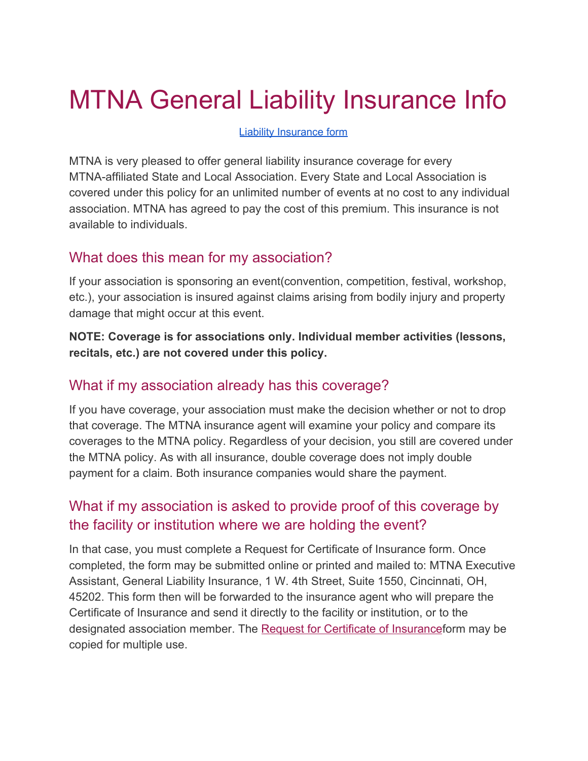# MTNA General Liability Insurance Info

Liability Insurance form

MTNA is very pleased to offer general liability insurance coverage for every MTNA-affiliated State and Local Association. Every State and Local Association is covered under this policy for an unlimited number of events at no cost to any individual association. MTNA has agreed to pay the cost of this premium. This insurance is not available to individuals.

## What does this mean for my association?

If your association is sponsoring an event(convention, competition, festival, workshop, etc.), your association is insured against claims arising from bodily injury and property damage that might occur at this event.

**NOTE: Coverage is for associations only. Individual member activities (lessons, recitals, etc.) are not covered under this policy.**

## What if my association already has this coverage?

If you have coverage, your association must make the decision whether or not to drop that coverage. The MTNA insurance agent will examine your policy and compare its coverages to the MTNA policy. Regardless of your decision, you still are covered under the MTNA policy. As with all insurance, double coverage does not imply double payment for a claim. Both insurance companies would share the payment.

## What if my association is asked to provide proof of this coverage by the facility or institution where we are holding the event?

In that case, you must complete a Request for Certificate of Insurance form. Once completed, the form may be submitted online or printed and mailed to: MTNA Executive Assistant, General Liability Insurance, 1 W. 4th Street, Suite 1550, Cincinnati, OH, 45202. This form then will be forwarded to the insurance agent who will prepare the Certificate of Insurance and send it directly to the facility or institution, or to the designated association member. The Request for Certificate of Insuranceform may be copied for multiple use.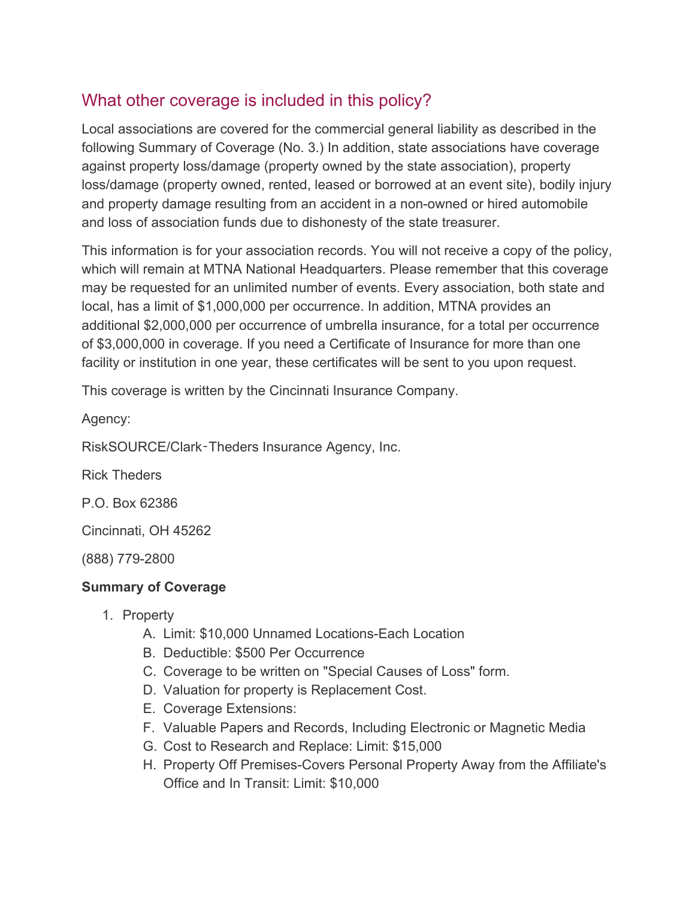## What other coverage is included in this policy?

Local associations are covered for the commercial general liability as described in the following Summary of Coverage (No. 3.) In addition, state associations have coverage against property loss/damage (property owned by the state association), property loss/damage (property owned, rented, leased or borrowed at an event site), bodily injury and property damage resulting from an accident in a non-owned or hired automobile and loss of association funds due to dishonesty of the state treasurer.

This information is for your association records. You will not receive a copy of the policy, which will remain at MTNA National Headquarters. Please remember that this coverage may be requested for an unlimited number of events. Every association, both state and local, has a limit of $1,000,000 per occurrence. In addition, MTNA provides an additional $2,000,000 per occurrence of umbrella insurance, for a total per occurrence of $3,000,000 in coverage. If you need a Certificate of Insurance for more than one facility or institution in one year, these certificates will be sent to you upon request.

This coverage is written by the Cincinnati Insurance Company.

Agency:

RiskSOURCE/Clark‑Theders Insurance Agency, Inc.

Rick Theders

P.O. Box 62386

Cincinnati, OH 45262

(888) 779-2800

**Summary of Coverage**

1. Property
   A. Limit: $10,000 Unnamed Locations-Each Location
   B. Deductible: $500 Per Occurrence
   C. Coverage to be written on "Special Causes of Loss" form.
   D. Valuation for property is Replacement Cost.
   E. Coverage Extensions:
   F. Valuable Papers and Records, Including Electronic or Magnetic Media
   G. Cost to Research and Replace: Limit: $15,000
   H. Property Off Premises-Covers Personal Property Away from the Affiliate's Office and In Transit: Limit: $10,000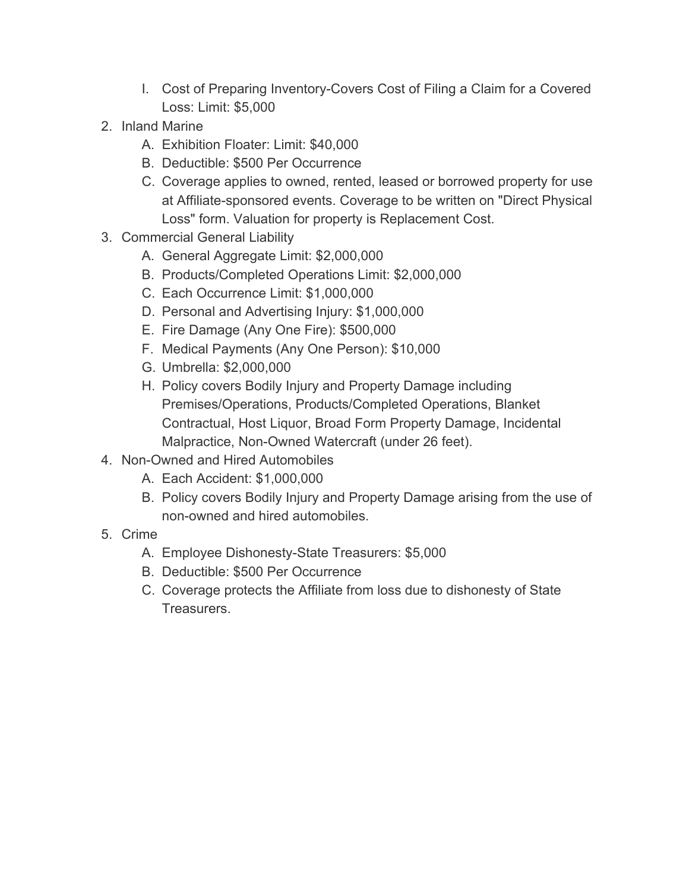I. Cost of Preparing Inventory-Covers Cost of Filing a Claim for a Covered Loss: Limit: $5,000

2. Inland Marine
   A. Exhibition Floater: Limit: $40,000
   B. Deductible: $500 Per Occurrence
   C. Coverage applies to owned, rented, leased or borrowed property for use at Affiliate-sponsored events. Coverage to be written on "Direct Physical Loss" form. Valuation for property is Replacement Cost.
3. Commercial General Liability
   A. General Aggregate Limit: $2,000,000
   B. Products/Completed Operations Limit: $2,000,000
   C. Each Occurrence Limit: $1,000,000
   D. Personal and Advertising Injury: $1,000,000
   E. Fire Damage (Any One Fire): $500,000
   F. Medical Payments (Any One Person): $10,000
   G. Umbrella: $2,000,000
   H. Policy covers Bodily Injury and Property Damage including Premises/Operations, Products/Completed Operations, Blanket Contractual, Host Liquor, Broad Form Property Damage, Incidental Malpractice, Non-Owned Watercraft (under 26 feet).
4. Non-Owned and Hired Automobiles
   A. Each Accident: $1,000,000
   B. Policy covers Bodily Injury and Property Damage arising from the use of non-owned and hired automobiles.
5. Crime
   A. Employee Dishonesty-State Treasurers: $5,000
   B. Deductible: $500 Per Occurrence
   C. Coverage protects the Affiliate from loss due to dishonesty of State Treasurers.